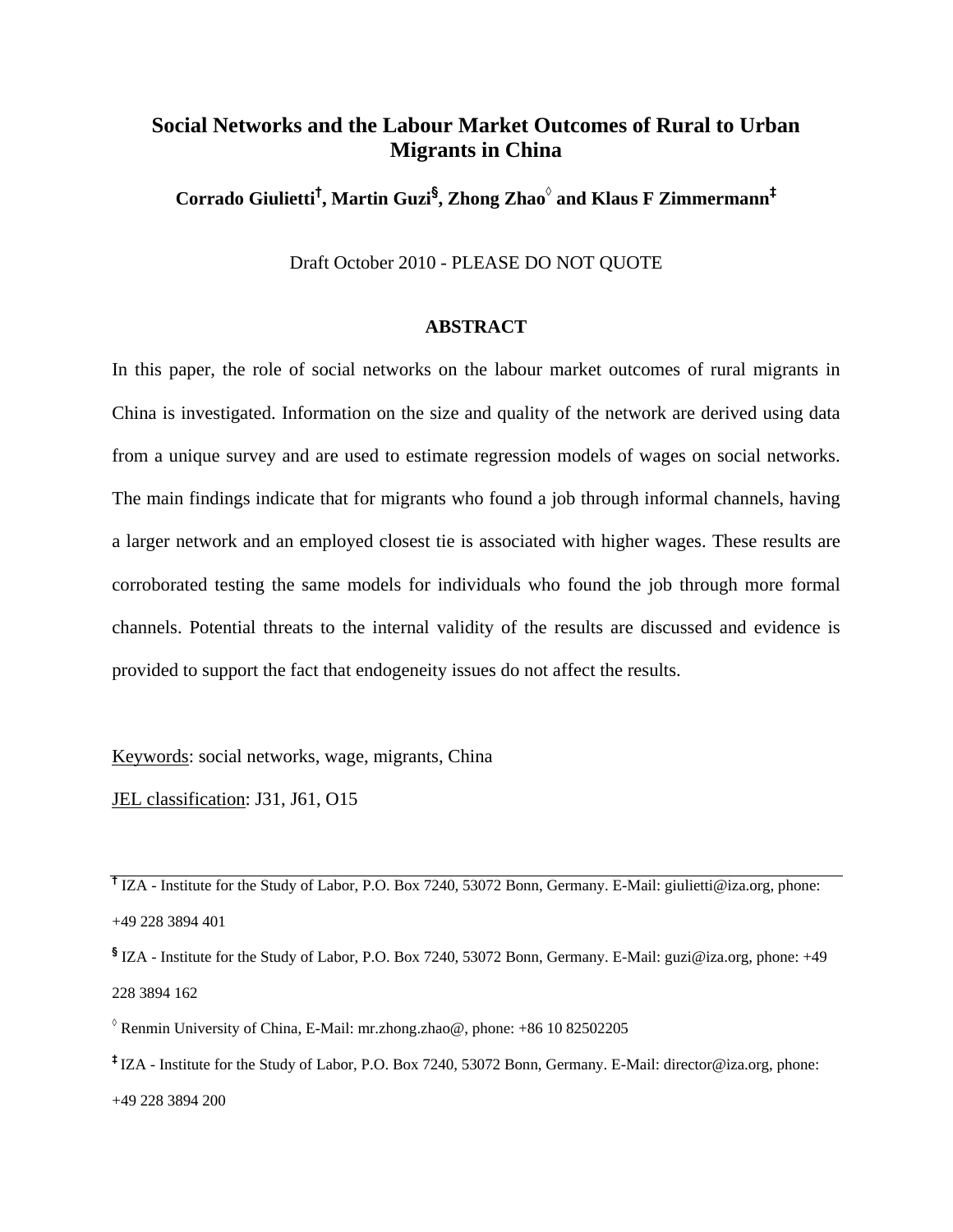# Social Networks and the Labour Market Outcomes of Rural to Urban Migrants in China

**Corrado Giulietti[†], Martin Guzi[§], Zhong Zhao[◊] and Klaus F Zimmermann[‡]**

Draft October 2010 - PLEASE DO NOT QUOTE

## ABSTRACT

In this paper, the role of social networks on the labour market outcomes of rural migrants in China is investigated. Information on the size and quality of the network are derived using data from a unique survey and are used to estimate regression models of wages on social networks. The main findings indicate that for migrants who found a job through informal channels, having a larger network and an employed closest tie is associated with higher wages. These results are corroborated testing the same models for individuals who found the job through more formal channels. Potential threats to the internal validity of the results are discussed and evidence is provided to support the fact that endogeneity issues do not affect the results.

Keywords: social networks, wage, migrants, China

JEL classification: J31, J61, O15

---

[†] IZA - Institute for the Study of Labor, P.O. Box 7240, 53072 Bonn, Germany. E-Mail: giulietti@iza.org, phone: +49 228 3894 401

[§] IZA - Institute for the Study of Labor, P.O. Box 7240, 53072 Bonn, Germany. E-Mail: guzi@iza.org, phone: +49 228 3894 162

[◊] Renmin University of China, E-Mail: mr.zhong.zhao@, phone: +86 10 82502205

[‡] IZA - Institute for the Study of Labor, P.O. Box 7240, 53072 Bonn, Germany. E-Mail: director@iza.org, phone: +49 228 3894 200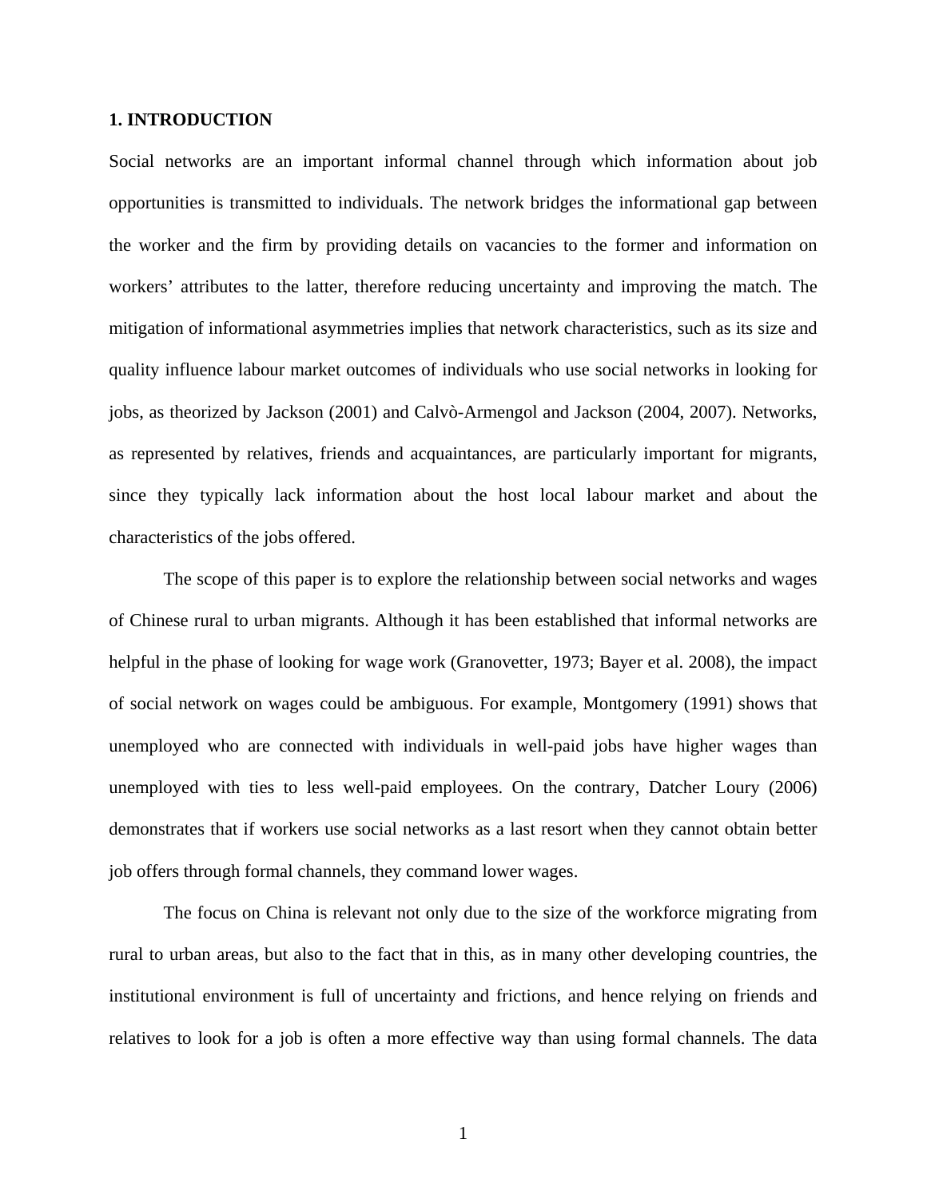## 1. INTRODUCTION

Social networks are an important informal channel through which information about job opportunities is transmitted to individuals. The network bridges the informational gap between the worker and the firm by providing details on vacancies to the former and information on workers' attributes to the latter, therefore reducing uncertainty and improving the match. The mitigation of informational asymmetries implies that network characteristics, such as its size and quality influence labour market outcomes of individuals who use social networks in looking for jobs, as theorized by Jackson (2001) and Calvò-Armengol and Jackson (2004, 2007). Networks, as represented by relatives, friends and acquaintances, are particularly important for migrants, since they typically lack information about the host local labour market and about the characteristics of the jobs offered.

The scope of this paper is to explore the relationship between social networks and wages of Chinese rural to urban migrants. Although it has been established that informal networks are helpful in the phase of looking for wage work (Granovetter, 1973; Bayer et al. 2008), the impact of social network on wages could be ambiguous. For example, Montgomery (1991) shows that unemployed who are connected with individuals in well-paid jobs have higher wages than unemployed with ties to less well-paid employees. On the contrary, Datcher Loury (2006) demonstrates that if workers use social networks as a last resort when they cannot obtain better job offers through formal channels, they command lower wages.

The focus on China is relevant not only due to the size of the workforce migrating from rural to urban areas, but also to the fact that in this, as in many other developing countries, the institutional environment is full of uncertainty and frictions, and hence relying on friends and relatives to look for a job is often a more effective way than using formal channels. The data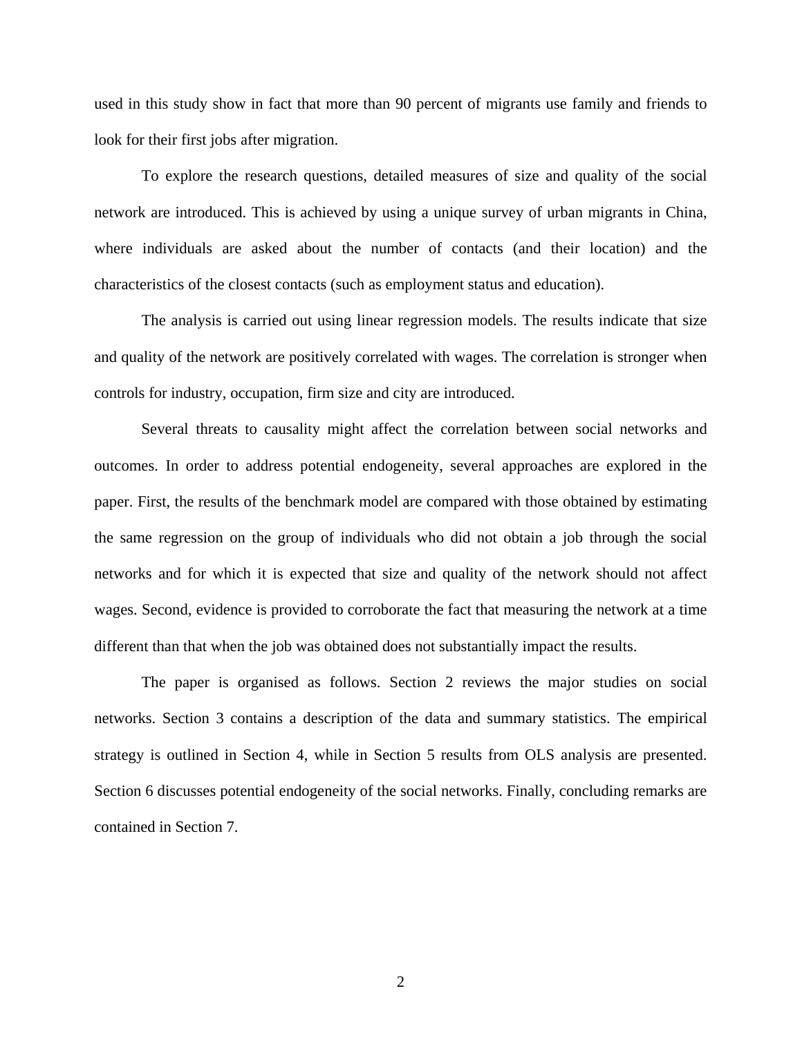used in this study show in fact that more than 90 percent of migrants use family and friends to look for their first jobs after migration.

To explore the research questions, detailed measures of size and quality of the social network are introduced. This is achieved by using a unique survey of urban migrants in China, where individuals are asked about the number of contacts (and their location) and the characteristics of the closest contacts (such as employment status and education).

The analysis is carried out using linear regression models. The results indicate that size and quality of the network are positively correlated with wages. The correlation is stronger when controls for industry, occupation, firm size and city are introduced.

Several threats to causality might affect the correlation between social networks and outcomes. In order to address potential endogeneity, several approaches are explored in the paper. First, the results of the benchmark model are compared with those obtained by estimating the same regression on the group of individuals who did not obtain a job through the social networks and for which it is expected that size and quality of the network should not affect wages. Second, evidence is provided to corroborate the fact that measuring the network at a time different than that when the job was obtained does not substantially impact the results.

The paper is organised as follows. Section 2 reviews the major studies on social networks. Section 3 contains a description of the data and summary statistics. The empirical strategy is outlined in Section 4, while in Section 5 results from OLS analysis are presented. Section 6 discusses potential endogeneity of the social networks. Finally, concluding remarks are contained in Section 7.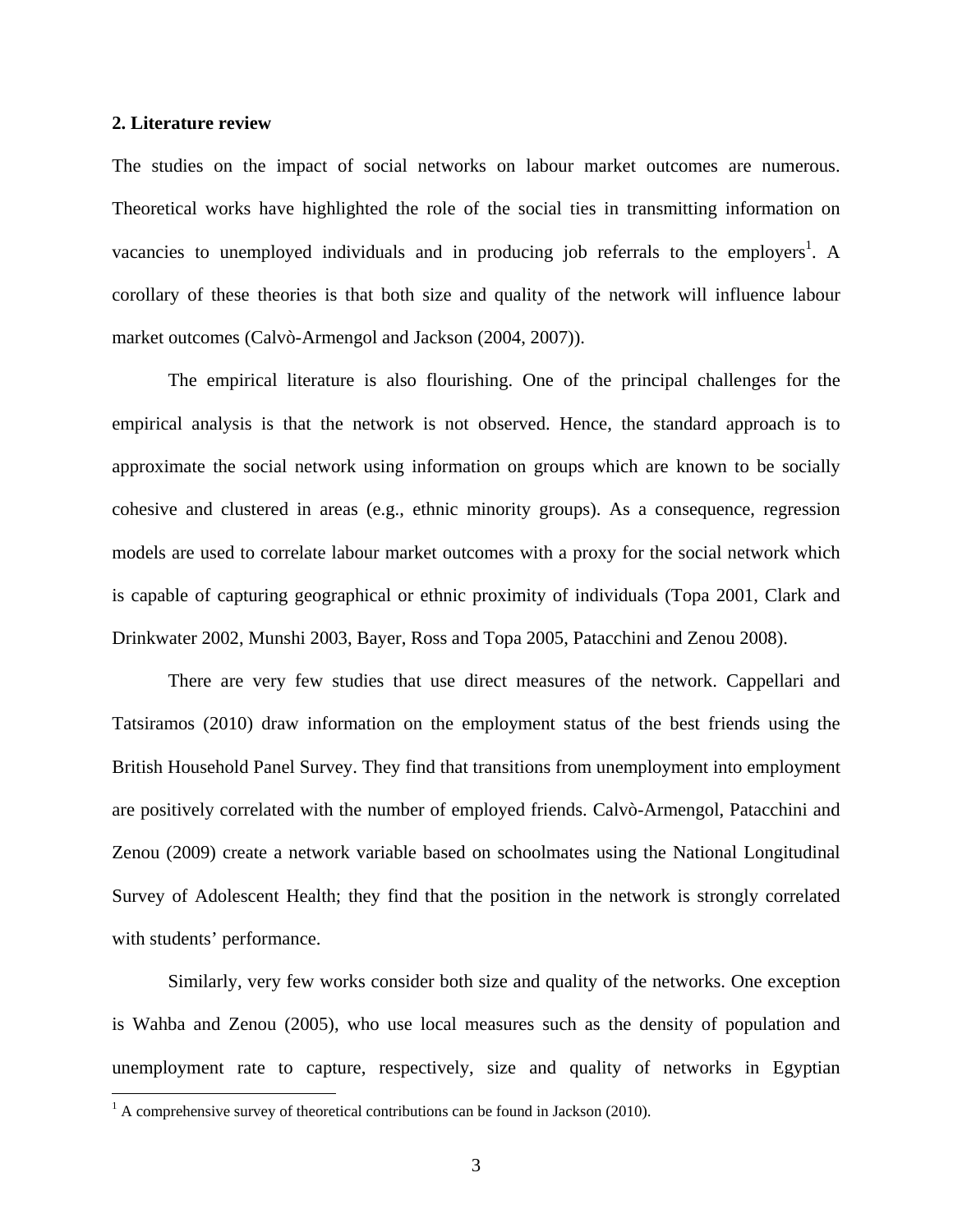## 2. Literature review

The studies on the impact of social networks on labour market outcomes are numerous. Theoretical works have highlighted the role of the social ties in transmitting information on vacancies to unemployed individuals and in producing job referrals to the employers[1]. A corollary of these theories is that both size and quality of the network will influence labour market outcomes (Calvò-Armengol and Jackson (2004, 2007)).

The empirical literature is also flourishing. One of the principal challenges for the empirical analysis is that the network is not observed. Hence, the standard approach is to approximate the social network using information on groups which are known to be socially cohesive and clustered in areas (e.g., ethnic minority groups). As a consequence, regression models are used to correlate labour market outcomes with a proxy for the social network which is capable of capturing geographical or ethnic proximity of individuals (Topa 2001, Clark and Drinkwater 2002, Munshi 2003, Bayer, Ross and Topa 2005, Patacchini and Zenou 2008).

There are very few studies that use direct measures of the network. Cappellari and Tatsiramos (2010) draw information on the employment status of the best friends using the British Household Panel Survey. They find that transitions from unemployment into employment are positively correlated with the number of employed friends. Calvò-Armengol, Patacchini and Zenou (2009) create a network variable based on schoolmates using the National Longitudinal Survey of Adolescent Health; they find that the position in the network is strongly correlated with students' performance.

Similarly, very few works consider both size and quality of the networks. One exception is Wahba and Zenou (2005), who use local measures such as the density of population and unemployment rate to capture, respectively, size and quality of networks in Egyptian

[1] A comprehensive survey of theoretical contributions can be found in Jackson (2010).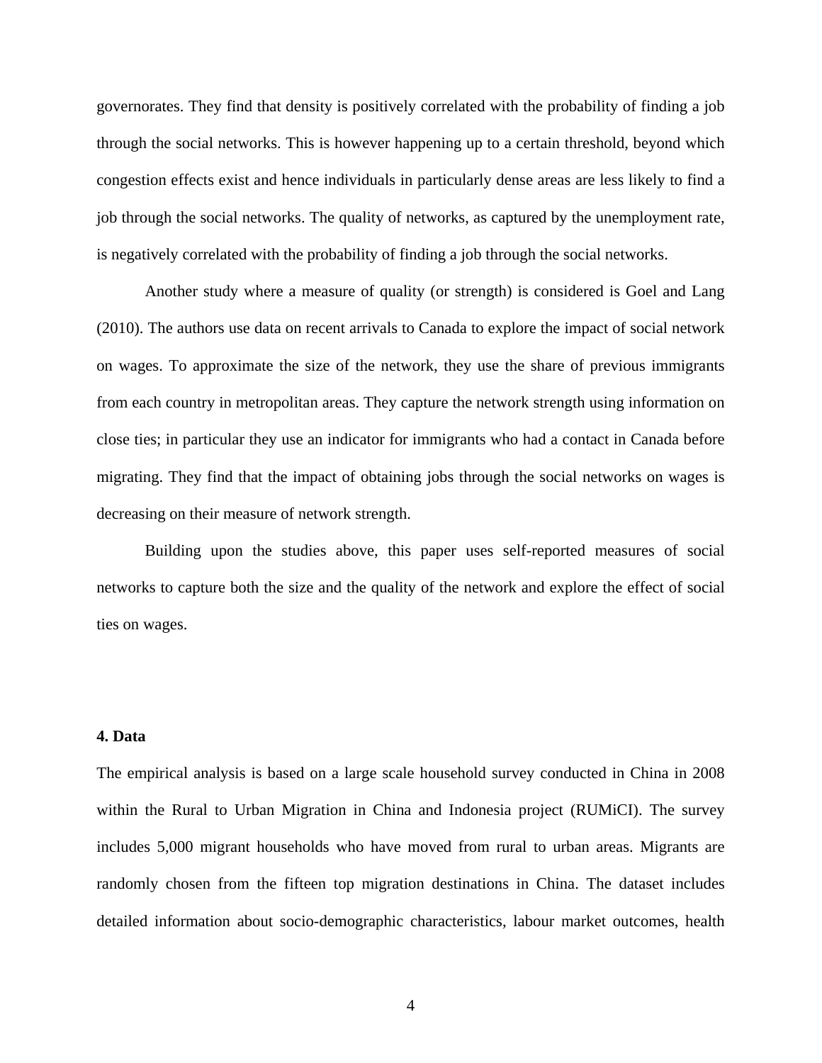governorates. They find that density is positively correlated with the probability of finding a job through the social networks. This is however happening up to a certain threshold, beyond which congestion effects exist and hence individuals in particularly dense areas are less likely to find a job through the social networks. The quality of networks, as captured by the unemployment rate, is negatively correlated with the probability of finding a job through the social networks.

Another study where a measure of quality (or strength) is considered is Goel and Lang (2010). The authors use data on recent arrivals to Canada to explore the impact of social network on wages. To approximate the size of the network, they use the share of previous immigrants from each country in metropolitan areas. They capture the network strength using information on close ties; in particular they use an indicator for immigrants who had a contact in Canada before migrating. They find that the impact of obtaining jobs through the social networks on wages is decreasing on their measure of network strength.

Building upon the studies above, this paper uses self-reported measures of social networks to capture both the size and the quality of the network and explore the effect of social ties on wages.

## 4. Data

The empirical analysis is based on a large scale household survey conducted in China in 2008 within the Rural to Urban Migration in China and Indonesia project (RUMiCI). The survey includes 5,000 migrant households who have moved from rural to urban areas. Migrants are randomly chosen from the fifteen top migration destinations in China. The dataset includes detailed information about socio-demographic characteristics, labour market outcomes, health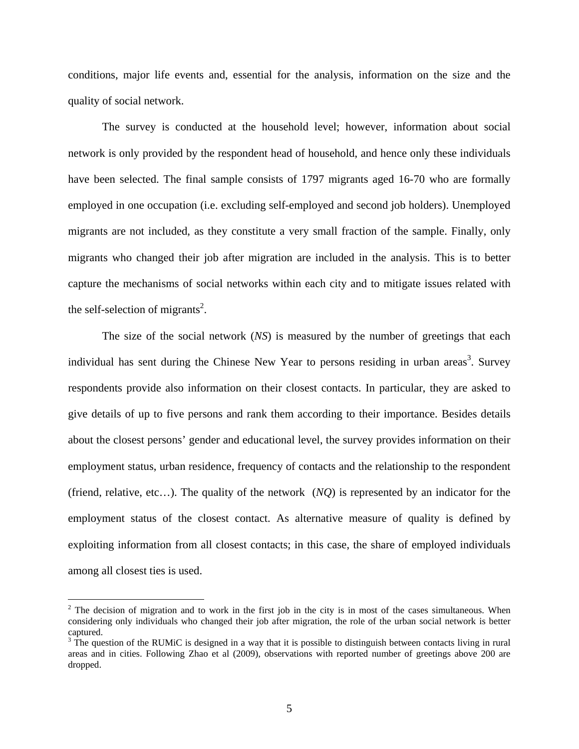conditions, major life events and, essential for the analysis, information on the size and the quality of social network.

The survey is conducted at the household level; however, information about social network is only provided by the respondent head of household, and hence only these individuals have been selected. The final sample consists of 1797 migrants aged 16-70 who are formally employed in one occupation (i.e. excluding self-employed and second job holders). Unemployed migrants are not included, as they constitute a very small fraction of the sample. Finally, only migrants who changed their job after migration are included in the analysis. This is to better capture the mechanisms of social networks within each city and to mitigate issues related with the self-selection of migrants[2].

The size of the social network (*NS*) is measured by the number of greetings that each individual has sent during the Chinese New Year to persons residing in urban areas[3]. Survey respondents provide also information on their closest contacts. In particular, they are asked to give details of up to five persons and rank them according to their importance. Besides details about the closest persons' gender and educational level, the survey provides information on their employment status, urban residence, frequency of contacts and the relationship to the respondent (friend, relative, etc…). The quality of the network (*NQ*) is represented by an indicator for the employment status of the closest contact. As alternative measure of quality is defined by exploiting information from all closest contacts; in this case, the share of employed individuals among all closest ties is used.

---

[2] The decision of migration and to work in the first job in the city is in most of the cases simultaneous. When considering only individuals who changed their job after migration, the role of the urban social network is better captured.

[3] The question of the RUMiC is designed in a way that it is possible to distinguish between contacts living in rural areas and in cities. Following Zhao et al (2009), observations with reported number of greetings above 200 are dropped.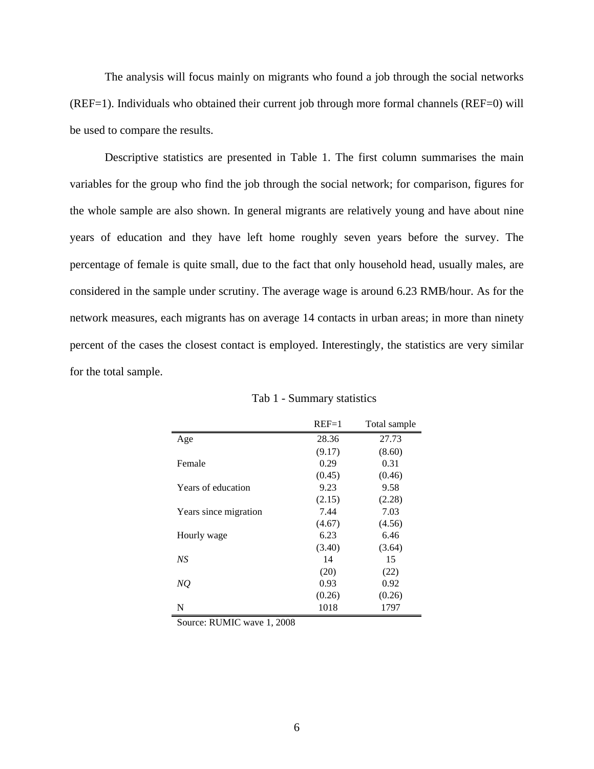The analysis will focus mainly on migrants who found a job through the social networks (REF=1). Individuals who obtained their current job through more formal channels (REF=0) will be used to compare the results.

Descriptive statistics are presented in Table 1. The first column summarises the main variables for the group who find the job through the social network; for comparison, figures for the whole sample are also shown. In general migrants are relatively young and have about nine years of education and they have left home roughly seven years before the survey. The percentage of female is quite small, due to the fact that only household head, usually males, are considered in the sample under scrutiny. The average wage is around 6.23 RMB/hour. As for the network measures, each migrants has on average 14 contacts in urban areas; in more than ninety percent of the cases the closest contact is employed. Interestingly, the statistics are very similar for the total sample.

Tab 1 - Summary statistics

| | REF=1 | Total sample |
|---|---|---|
| Age | 28.36 | 27.73 |
| | (9.17) | (8.60) |
| Female | 0.29 | 0.31 |
| | (0.45) | (0.46) |
| Years of education | 9.23 | 9.58 |
| | (2.15) | (2.28) |
| Years since migration | 7.44 | 7.03 |
| | (4.67) | (4.56) |
| Hourly wage | 6.23 | 6.46 |
| | (3.40) | (3.64) |
| *NS* | 14 | 15 |
| | (20) | (22) |
| *NQ* | 0.93 | 0.92 |
| | (0.26) | (0.26) |
| N | 1018 | 1797 |

Source: RUMIC wave 1, 2008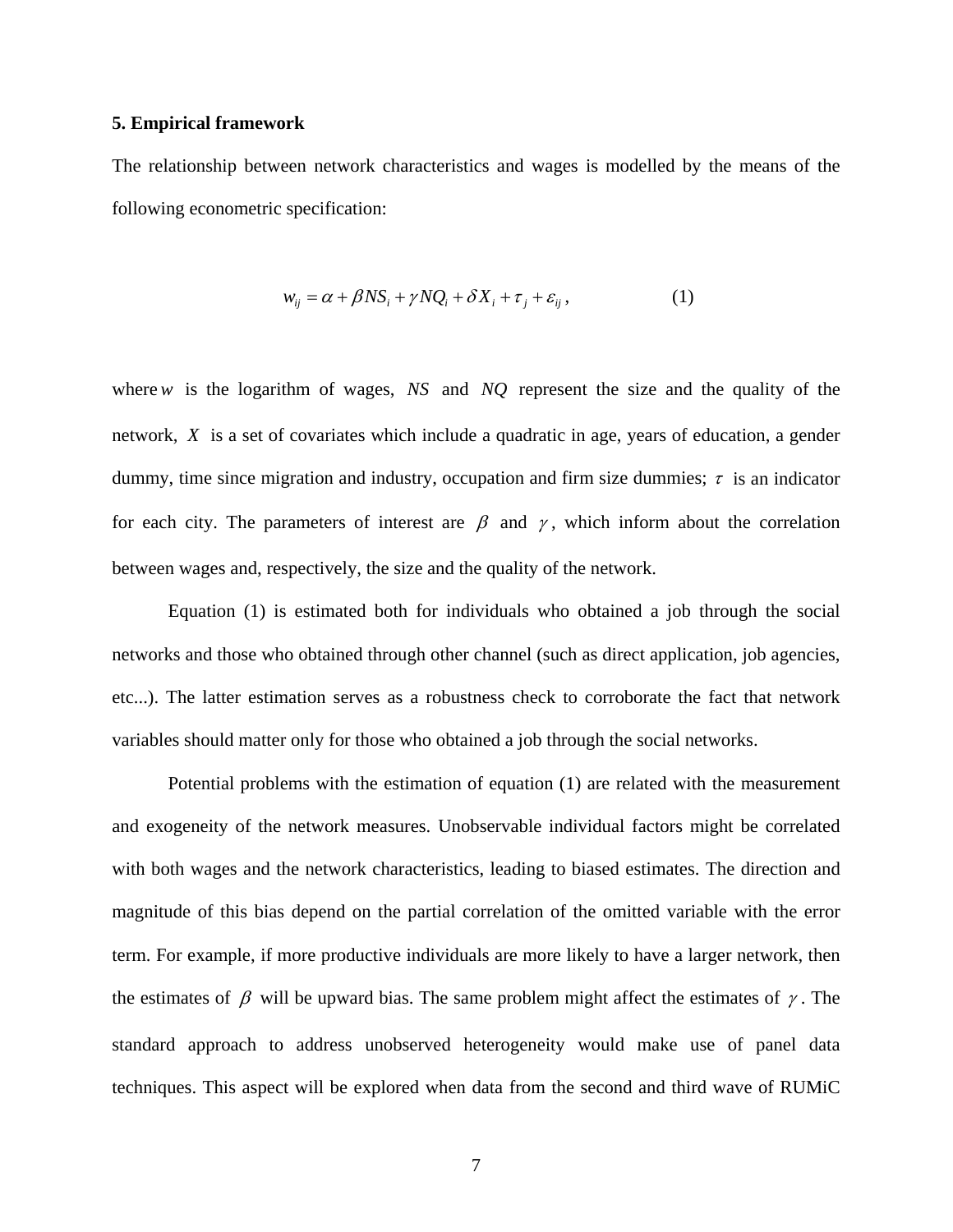### 5. Empirical framework

The relationship between network characteristics and wages is modelled by the means of the following econometric specification:

$$w_{ij} = \alpha + \beta NS_i + \gamma NQ_i + \delta X_i + \tau_j + \varepsilon_{ij}, \qquad (1)$$

where $w$ is the logarithm of wages, $NS$ and $NQ$ represent the size and the quality of the network, $X$ is a set of covariates which include a quadratic in age, years of education, a gender dummy, time since migration and industry, occupation and firm size dummies; $\tau$ is an indicator for each city. The parameters of interest are $\beta$ and $\gamma$, which inform about the correlation between wages and, respectively, the size and the quality of the network.

Equation (1) is estimated both for individuals who obtained a job through the social networks and those who obtained through other channel (such as direct application, job agencies, etc...). The latter estimation serves as a robustness check to corroborate the fact that network variables should matter only for those who obtained a job through the social networks.

Potential problems with the estimation of equation (1) are related with the measurement and exogeneity of the network measures. Unobservable individual factors might be correlated with both wages and the network characteristics, leading to biased estimates. The direction and magnitude of this bias depend on the partial correlation of the omitted variable with the error term. For example, if more productive individuals are more likely to have a larger network, then the estimates of $\beta$ will be upward bias. The same problem might affect the estimates of $\gamma$. The standard approach to address unobserved heterogeneity would make use of panel data techniques. This aspect will be explored when data from the second and third wave of RUMiC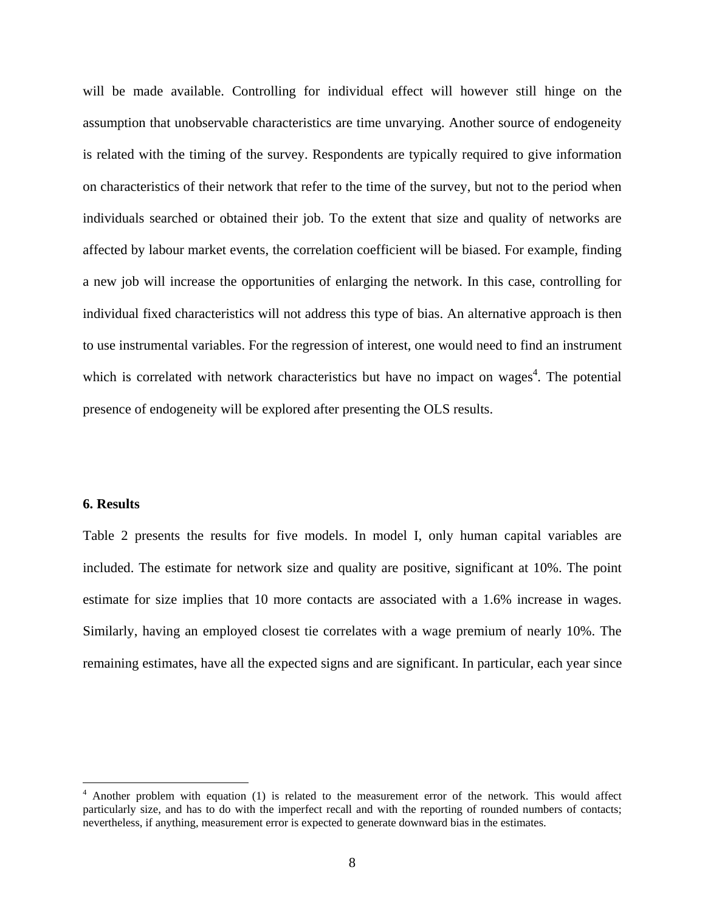will be made available. Controlling for individual effect will however still hinge on the assumption that unobservable characteristics are time unvarying. Another source of endogeneity is related with the timing of the survey. Respondents are typically required to give information on characteristics of their network that refer to the time of the survey, but not to the period when individuals searched or obtained their job. To the extent that size and quality of networks are affected by labour market events, the correlation coefficient will be biased. For example, finding a new job will increase the opportunities of enlarging the network. In this case, controlling for individual fixed characteristics will not address this type of bias. An alternative approach is then to use instrumental variables. For the regression of interest, one would need to find an instrument which is correlated with network characteristics but have no impact on wages[4]. The potential presence of endogeneity will be explored after presenting the OLS results.

### 6. Results

Table 2 presents the results for five models. In model I, only human capital variables are included. The estimate for network size and quality are positive, significant at 10%. The point estimate for size implies that 10 more contacts are associated with a 1.6% increase in wages. Similarly, having an employed closest tie correlates with a wage premium of nearly 10%. The remaining estimates, have all the expected signs and are significant. In particular, each year since

---

[4] Another problem with equation (1) is related to the measurement error of the network. This would affect particularly size, and has to do with the imperfect recall and with the reporting of rounded numbers of contacts; nevertheless, if anything, measurement error is expected to generate downward bias in the estimates.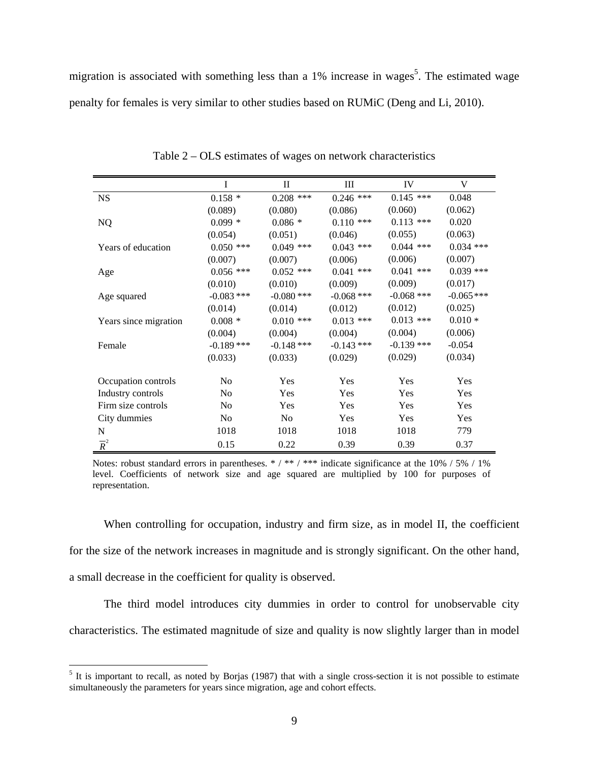migration is associated with something less than a 1% increase in wages[5]. The estimated wage penalty for females is very similar to other studies based on RUMiC (Deng and Li, 2010).

Table 2 – OLS estimates of wages on network characteristics

| | I | II | III | IV | V |
|---|---|---|---|---|---|
| NS | 0.158 * | 0.208 *** | 0.246 *** | 0.145 *** | 0.048 |
| | (0.089) | (0.080) | (0.086) | (0.060) | (0.062) |
| NQ | 0.099 * | 0.086 * | 0.110 *** | 0.113 *** | 0.020 |
| | (0.054) | (0.051) | (0.046) | (0.055) | (0.063) |
| Years of education | 0.050 *** | 0.049 *** | 0.043 *** | 0.044 *** | 0.034 *** |
| | (0.007) | (0.007) | (0.006) | (0.006) | (0.007) |
| Age | 0.056 *** | 0.052 *** | 0.041 *** | 0.041 *** | 0.039 *** |
| | (0.010) | (0.010) | (0.009) | (0.009) | (0.017) |
| Age squared | -0.083 *** | -0.080 *** | -0.068 *** | -0.068 *** | -0.065 *** |
| | (0.014) | (0.014) | (0.012) | (0.012) | (0.025) |
| Years since migration | 0.008 * | 0.010 *** | 0.013 *** | 0.013 *** | 0.010 * |
| | (0.004) | (0.004) | (0.004) | (0.004) | (0.006) |
| Female | -0.189 *** | -0.148 *** | -0.143 *** | -0.139 *** | -0.054 |
| | (0.033) | (0.033) | (0.029) | (0.029) | (0.034) |
| Occupation controls | No | Yes | Yes | Yes | Yes |
| Industry controls | No | Yes | Yes | Yes | Yes |
| Firm size controls | No | Yes | Yes | Yes | Yes |
| City dummies | No | No | Yes | Yes | Yes |
| N | 1018 | 1018 | 1018 | 1018 | 779 |
| $\bar{R}^2$ | 0.15 | 0.22 | 0.39 | 0.39 | 0.37 |

Notes: robust standard errors in parentheses. * / ** / *** indicate significance at the 10% / 5% / 1% level. Coefficients of network size and age squared are multiplied by 100 for purposes of representation.

When controlling for occupation, industry and firm size, as in model II, the coefficient for the size of the network increases in magnitude and is strongly significant. On the other hand, a small decrease in the coefficient for quality is observed.

The third model introduces city dummies in order to control for unobservable city characteristics. The estimated magnitude of size and quality is now slightly larger than in model

[5] It is important to recall, as noted by Borjas (1987) that with a single cross-section it is not possible to estimate simultaneously the parameters for years since migration, age and cohort effects.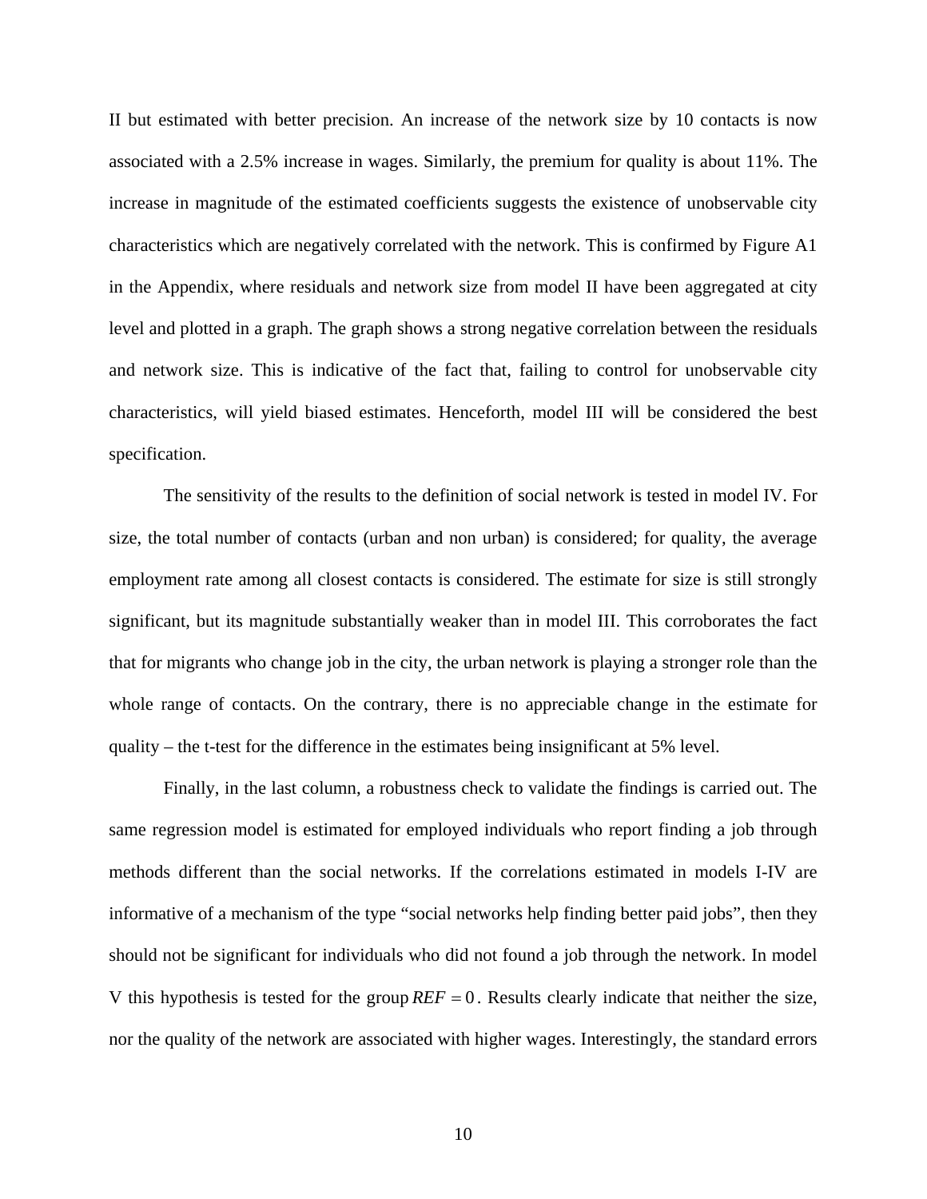II but estimated with better precision. An increase of the network size by 10 contacts is now associated with a 2.5% increase in wages. Similarly, the premium for quality is about 11%. The increase in magnitude of the estimated coefficients suggests the existence of unobservable city characteristics which are negatively correlated with the network. This is confirmed by Figure A1 in the Appendix, where residuals and network size from model II have been aggregated at city level and plotted in a graph. The graph shows a strong negative correlation between the residuals and network size. This is indicative of the fact that, failing to control for unobservable city characteristics, will yield biased estimates. Henceforth, model III will be considered the best specification.

The sensitivity of the results to the definition of social network is tested in model IV. For size, the total number of contacts (urban and non urban) is considered; for quality, the average employment rate among all closest contacts is considered. The estimate for size is still strongly significant, but its magnitude substantially weaker than in model III. This corroborates the fact that for migrants who change job in the city, the urban network is playing a stronger role than the whole range of contacts. On the contrary, there is no appreciable change in the estimate for quality – the t-test for the difference in the estimates being insignificant at 5% level.

Finally, in the last column, a robustness check to validate the findings is carried out. The same regression model is estimated for employed individuals who report finding a job through methods different than the social networks. If the correlations estimated in models I-IV are informative of a mechanism of the type "social networks help finding better paid jobs", then they should not be significant for individuals who did not found a job through the network. In model V this hypothesis is tested for the group $REF = 0$. Results clearly indicate that neither the size, nor the quality of the network are associated with higher wages. Interestingly, the standard errors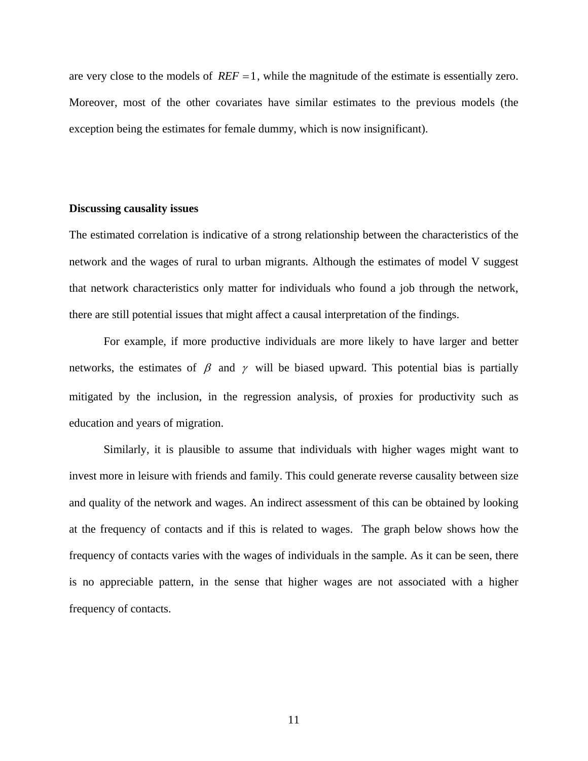are very close to the models of $REF = 1$, while the magnitude of the estimate is essentially zero. Moreover, most of the other covariates have similar estimates to the previous models (the exception being the estimates for female dummy, which is now insignificant).

**Discussing causality issues**

The estimated correlation is indicative of a strong relationship between the characteristics of the network and the wages of rural to urban migrants. Although the estimates of model V suggest that network characteristics only matter for individuals who found a job through the network, there are still potential issues that might affect a causal interpretation of the findings.

For example, if more productive individuals are more likely to have larger and better networks, the estimates of $\beta$ and $\gamma$ will be biased upward. This potential bias is partially mitigated by the inclusion, in the regression analysis, of proxies for productivity such as education and years of migration.

Similarly, it is plausible to assume that individuals with higher wages might want to invest more in leisure with friends and family. This could generate reverse causality between size and quality of the network and wages. An indirect assessment of this can be obtained by looking at the frequency of contacts and if this is related to wages. The graph below shows how the frequency of contacts varies with the wages of individuals in the sample. As it can be seen, there is no appreciable pattern, in the sense that higher wages are not associated with a higher frequency of contacts.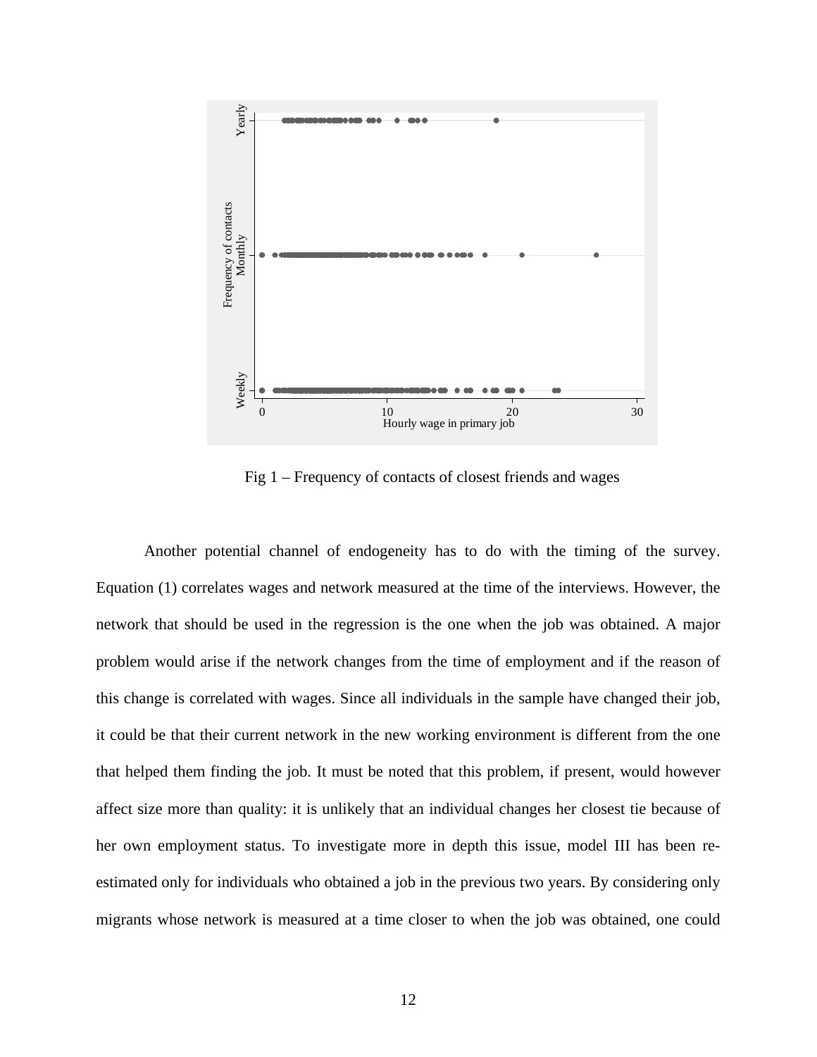Fig 1 – Frequency of contacts of closest friends and wages

Another potential channel of endogeneity has to do with the timing of the survey. Equation (1) correlates wages and network measured at the time of the interviews. However, the network that should be used in the regression is the one when the job was obtained. A major problem would arise if the network changes from the time of employment and if the reason of this change is correlated with wages. Since all individuals in the sample have changed their job, it could be that their current network in the new working environment is different from the one that helped them finding the job. It must be noted that this problem, if present, would however affect size more than quality: it is unlikely that an individual changes her closest tie because of her own employment status. To investigate more in depth this issue, model III has been re-estimated only for individuals who obtained a job in the previous two years. By considering only migrants whose network is measured at a time closer to when the job was obtained, one could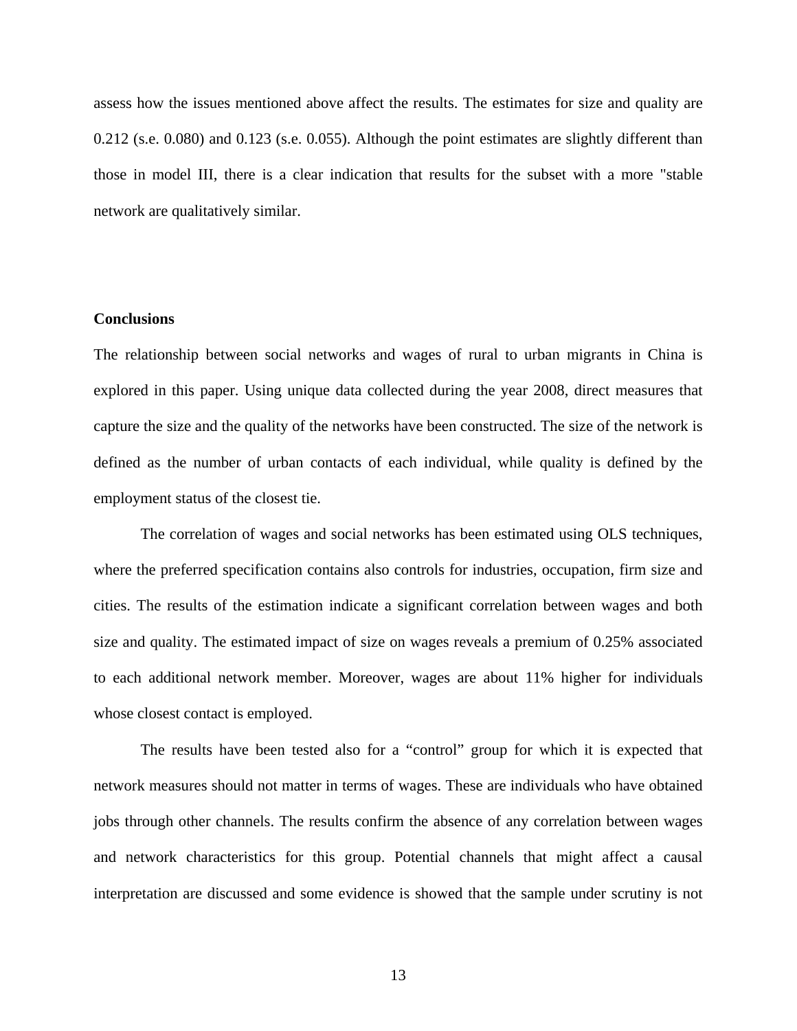assess how the issues mentioned above affect the results. The estimates for size and quality are 0.212 (s.e. 0.080) and 0.123 (s.e. 0.055). Although the point estimates are slightly different than those in model III, there is a clear indication that results for the subset with a more "stable network are qualitatively similar.

**Conclusions**

The relationship between social networks and wages of rural to urban migrants in China is explored in this paper. Using unique data collected during the year 2008, direct measures that capture the size and the quality of the networks have been constructed. The size of the network is defined as the number of urban contacts of each individual, while quality is defined by the employment status of the closest tie.

The correlation of wages and social networks has been estimated using OLS techniques, where the preferred specification contains also controls for industries, occupation, firm size and cities. The results of the estimation indicate a significant correlation between wages and both size and quality. The estimated impact of size on wages reveals a premium of 0.25% associated to each additional network member. Moreover, wages are about 11% higher for individuals whose closest contact is employed.

The results have been tested also for a "control" group for which it is expected that network measures should not matter in terms of wages. These are individuals who have obtained jobs through other channels. The results confirm the absence of any correlation between wages and network characteristics for this group. Potential channels that might affect a causal interpretation are discussed and some evidence is showed that the sample under scrutiny is not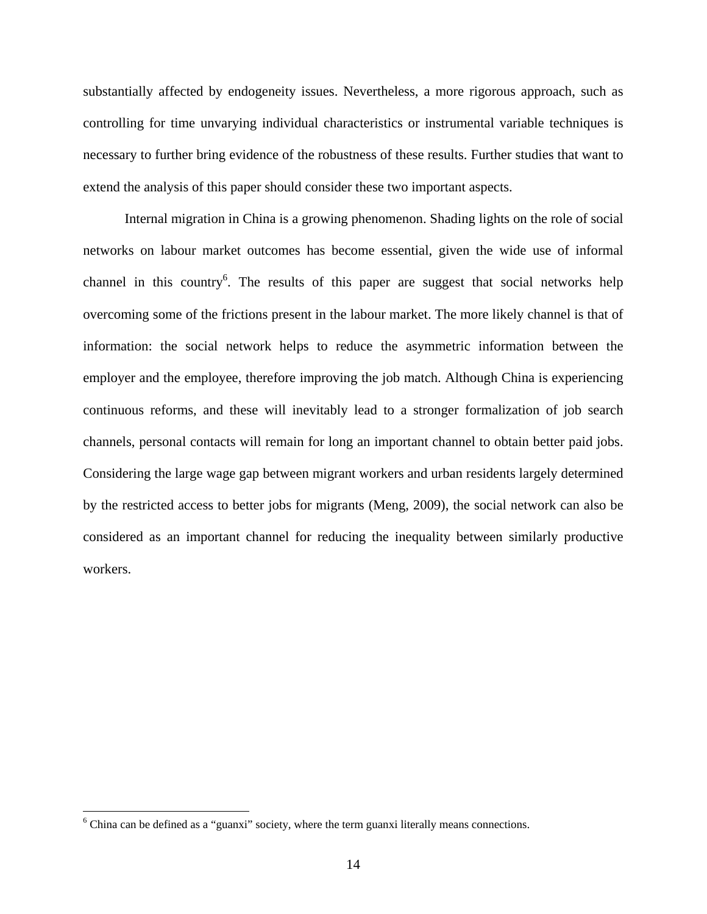substantially affected by endogeneity issues. Nevertheless, a more rigorous approach, such as controlling for time unvarying individual characteristics or instrumental variable techniques is necessary to further bring evidence of the robustness of these results. Further studies that want to extend the analysis of this paper should consider these two important aspects.

Internal migration in China is a growing phenomenon. Shading lights on the role of social networks on labour market outcomes has become essential, given the wide use of informal channel in this country[6]. The results of this paper are suggest that social networks help overcoming some of the frictions present in the labour market. The more likely channel is that of information: the social network helps to reduce the asymmetric information between the employer and the employee, therefore improving the job match. Although China is experiencing continuous reforms, and these will inevitably lead to a stronger formalization of job search channels, personal contacts will remain for long an important channel to obtain better paid jobs. Considering the large wage gap between migrant workers and urban residents largely determined by the restricted access to better jobs for migrants (Meng, 2009), the social network can also be considered as an important channel for reducing the inequality between similarly productive workers.

[6] China can be defined as a "guanxi" society, where the term guanxi literally means connections.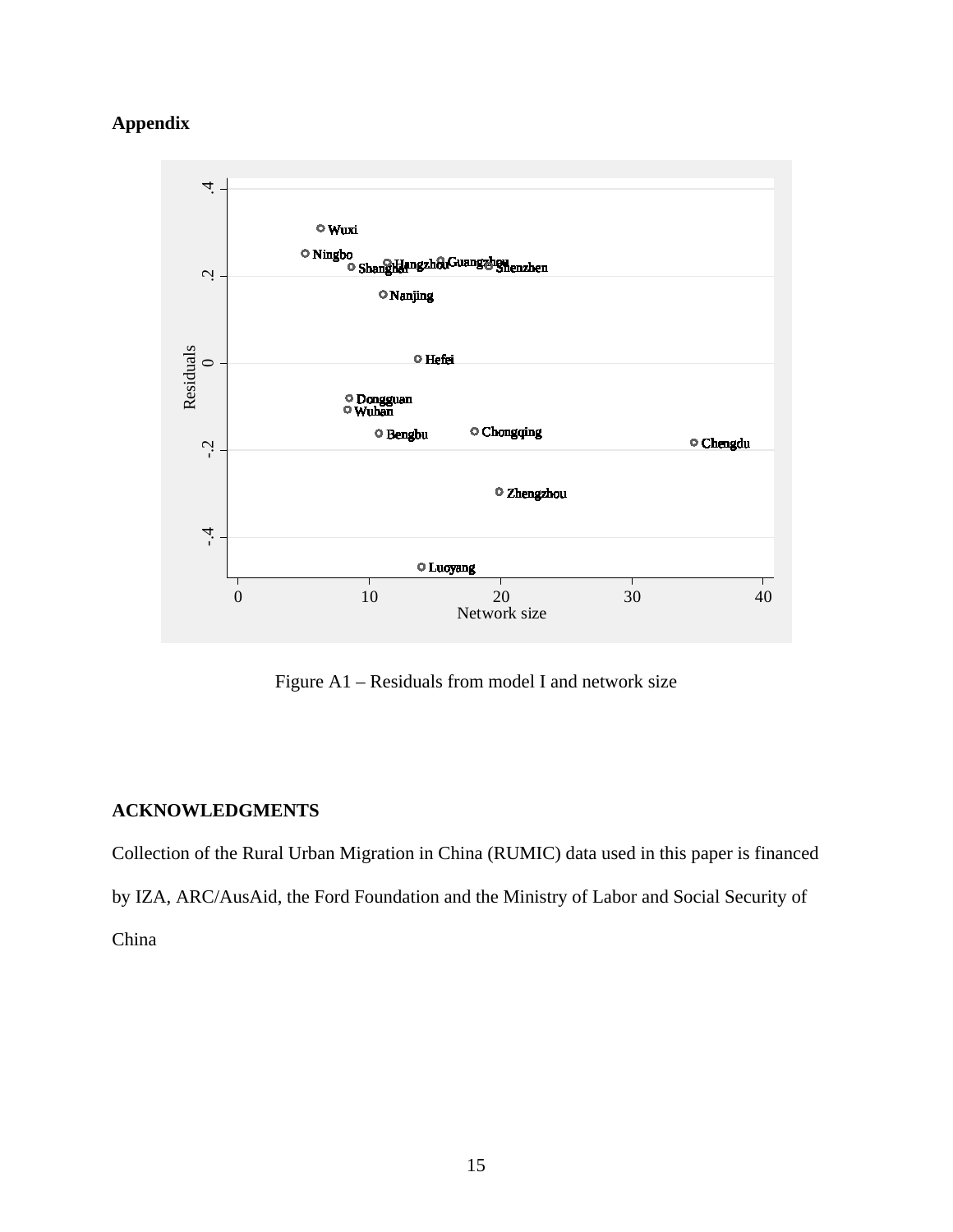**Appendix**

Figure A1 – Residuals from model I and network size

**ACKNOWLEDGMENTS**

Collection of the Rural Urban Migration in China (RUMIC) data used in this paper is financed by IZA, ARC/AusAid, the Ford Foundation and the Ministry of Labor and Social Security of China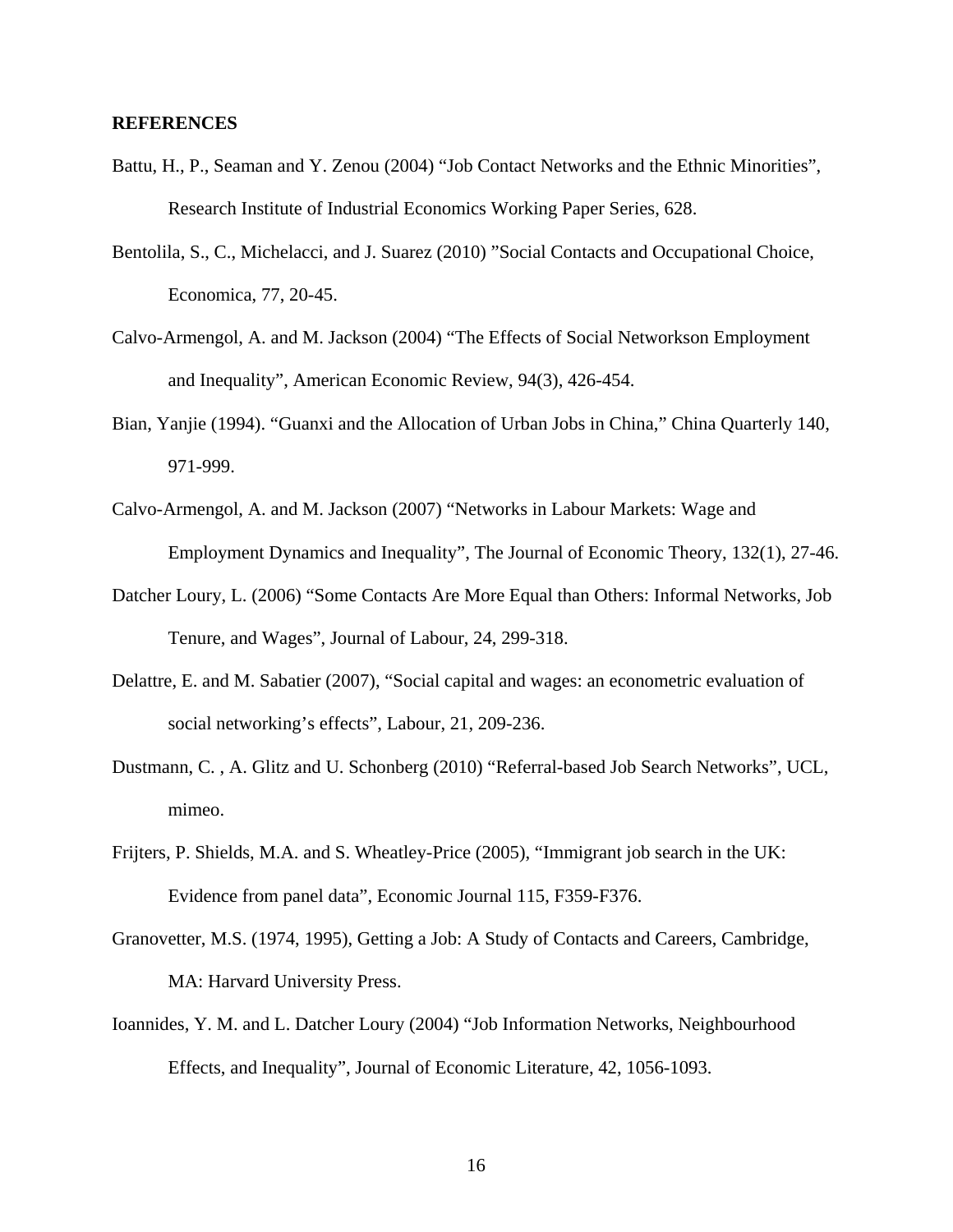**REFERENCES**

Battu, H., P., Seaman and Y. Zenou (2004) “Job Contact Networks and the Ethnic Minorities”, Research Institute of Industrial Economics Working Paper Series, 628.

Bentolila, S., C., Michelacci, and J. Suarez (2010) ”Social Contacts and Occupational Choice, Economica, 77, 20-45.

Calvo-Armengol, A. and M. Jackson (2004) “The Effects of Social Networkson Employment and Inequality”, American Economic Review, 94(3), 426-454.

Bian, Yanjie (1994). “Guanxi and the Allocation of Urban Jobs in China,” China Quarterly 140, 971-999.

Calvo-Armengol, A. and M. Jackson (2007) “Networks in Labour Markets: Wage and Employment Dynamics and Inequality”, The Journal of Economic Theory, 132(1), 27-46.

Datcher Loury, L. (2006) “Some Contacts Are More Equal than Others: Informal Networks, Job Tenure, and Wages”, Journal of Labour, 24, 299-318.

Delattre, E. and M. Sabatier (2007), “Social capital and wages: an econometric evaluation of social networking’s effects”, Labour, 21, 209-236.

Dustmann, C. , A. Glitz and U. Schonberg (2010) “Referral-based Job Search Networks”, UCL, mimeo.

Frijters, P. Shields, M.A. and S. Wheatley-Price (2005), “Immigrant job search in the UK: Evidence from panel data”, Economic Journal 115, F359-F376.

Granovetter, M.S. (1974, 1995), Getting a Job: A Study of Contacts and Careers, Cambridge, MA: Harvard University Press.

Ioannides, Y. M. and L. Datcher Loury (2004) “Job Information Networks, Neighbourhood Effects, and Inequality”, Journal of Economic Literature, 42, 1056-1093.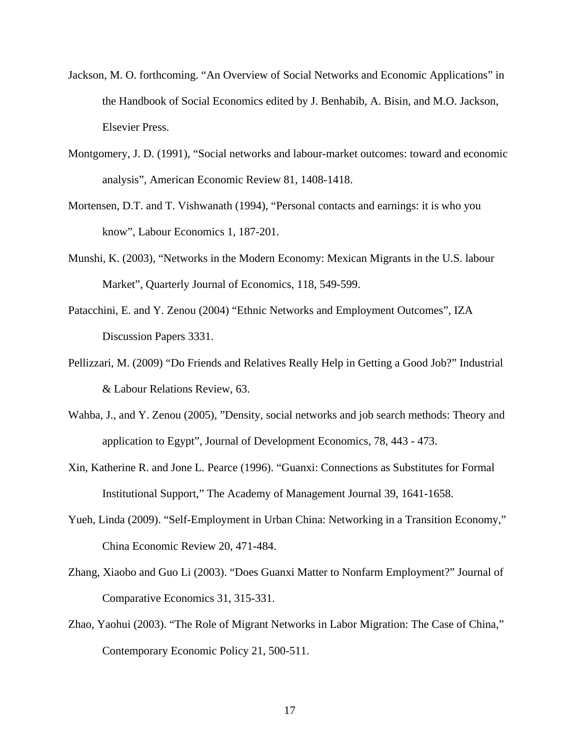Jackson, M. O. forthcoming. "An Overview of Social Networks and Economic Applications" in the Handbook of Social Economics edited by J. Benhabib, A. Bisin, and M.O. Jackson, Elsevier Press.

Montgomery, J. D. (1991), "Social networks and labour-market outcomes: toward and economic analysis", American Economic Review 81, 1408-1418.

Mortensen, D.T. and T. Vishwanath (1994), "Personal contacts and earnings: it is who you know", Labour Economics 1, 187-201.

Munshi, K. (2003), "Networks in the Modern Economy: Mexican Migrants in the U.S. labour Market", Quarterly Journal of Economics, 118, 549-599.

Patacchini, E. and Y. Zenou (2004) "Ethnic Networks and Employment Outcomes", IZA Discussion Papers 3331.

Pellizzari, M. (2009) "Do Friends and Relatives Really Help in Getting a Good Job?" Industrial & Labour Relations Review, 63.

Wahba, J., and Y. Zenou (2005), "Density, social networks and job search methods: Theory and application to Egypt", Journal of Development Economics, 78, 443 - 473.

Xin, Katherine R. and Jone L. Pearce (1996). "Guanxi: Connections as Substitutes for Formal Institutional Support," The Academy of Management Journal 39, 1641-1658.

Yueh, Linda (2009). "Self-Employment in Urban China: Networking in a Transition Economy," China Economic Review 20, 471-484.

Zhang, Xiaobo and Guo Li (2003). "Does Guanxi Matter to Nonfarm Employment?" Journal of Comparative Economics 31, 315-331.

Zhao, Yaohui (2003). "The Role of Migrant Networks in Labor Migration: The Case of China," Contemporary Economic Policy 21, 500-511.